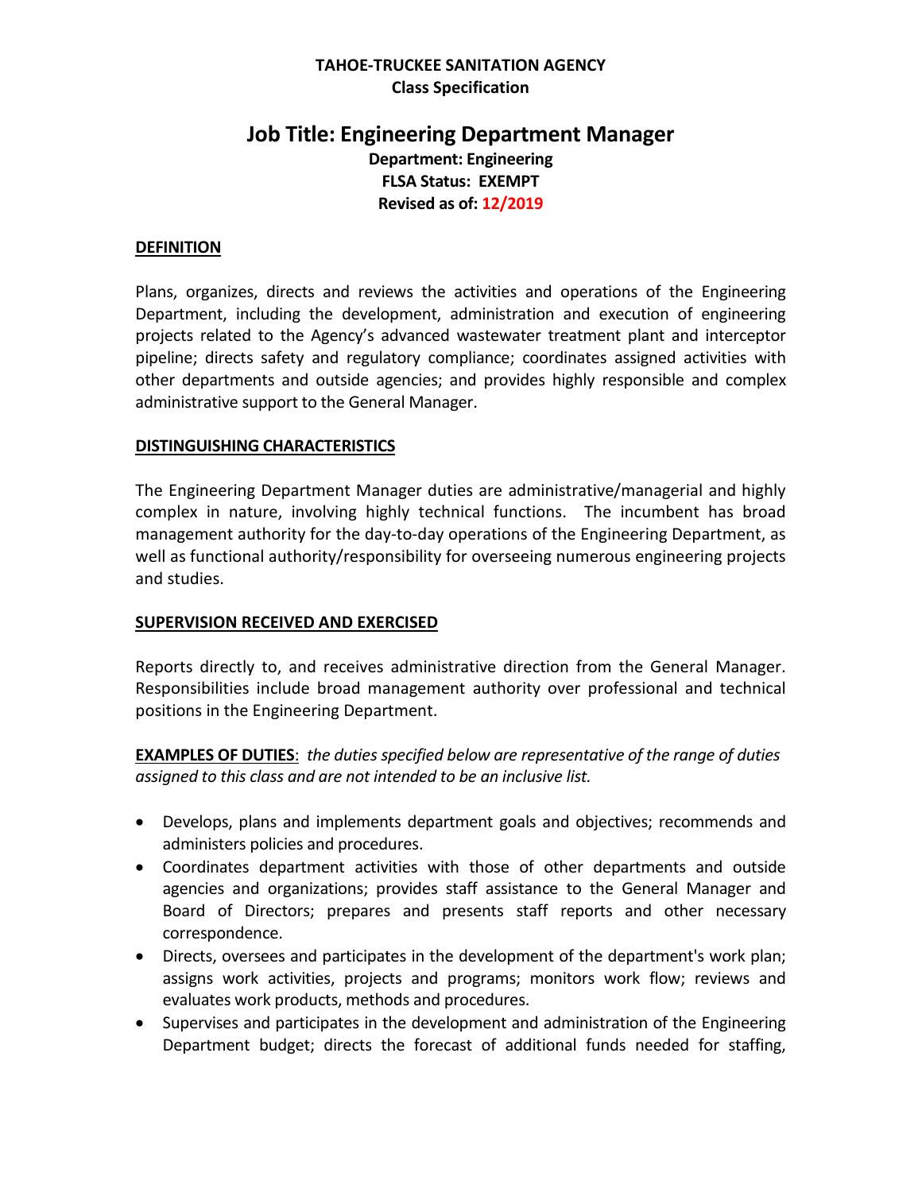**TAHOE-TRUCKEE SANITATION AGENCY**
**Class Specification**

# Job Title: Engineering Department Manager

**Department: Engineering**
**FLSA Status: EXEMPT**
**Revised as of: 12/2019**

## DEFINITION

Plans, organizes, directs and reviews the activities and operations of the Engineering Department, including the development, administration and execution of engineering projects related to the Agency's advanced wastewater treatment plant and interceptor pipeline; directs safety and regulatory compliance; coordinates assigned activities with other departments and outside agencies; and provides highly responsible and complex administrative support to the General Manager.

## DISTINGUISHING CHARACTERISTICS

The Engineering Department Manager duties are administrative/managerial and highly complex in nature, involving highly technical functions. The incumbent has broad management authority for the day-to-day operations of the Engineering Department, as well as functional authority/responsibility for overseeing numerous engineering projects and studies.

## SUPERVISION RECEIVED AND EXERCISED

Reports directly to, and receives administrative direction from the General Manager. Responsibilities include broad management authority over professional and technical positions in the Engineering Department.

**EXAMPLES OF DUTIES**: *the duties specified below are representative of the range of duties assigned to this class and are not intended to be an inclusive list.*

- Develops, plans and implements department goals and objectives; recommends and administers policies and procedures.
- Coordinates department activities with those of other departments and outside agencies and organizations; provides staff assistance to the General Manager and Board of Directors; prepares and presents staff reports and other necessary correspondence.
- Directs, oversees and participates in the development of the department's work plan; assigns work activities, projects and programs; monitors work flow; reviews and evaluates work products, methods and procedures.
- Supervises and participates in the development and administration of the Engineering Department budget; directs the forecast of additional funds needed for staffing,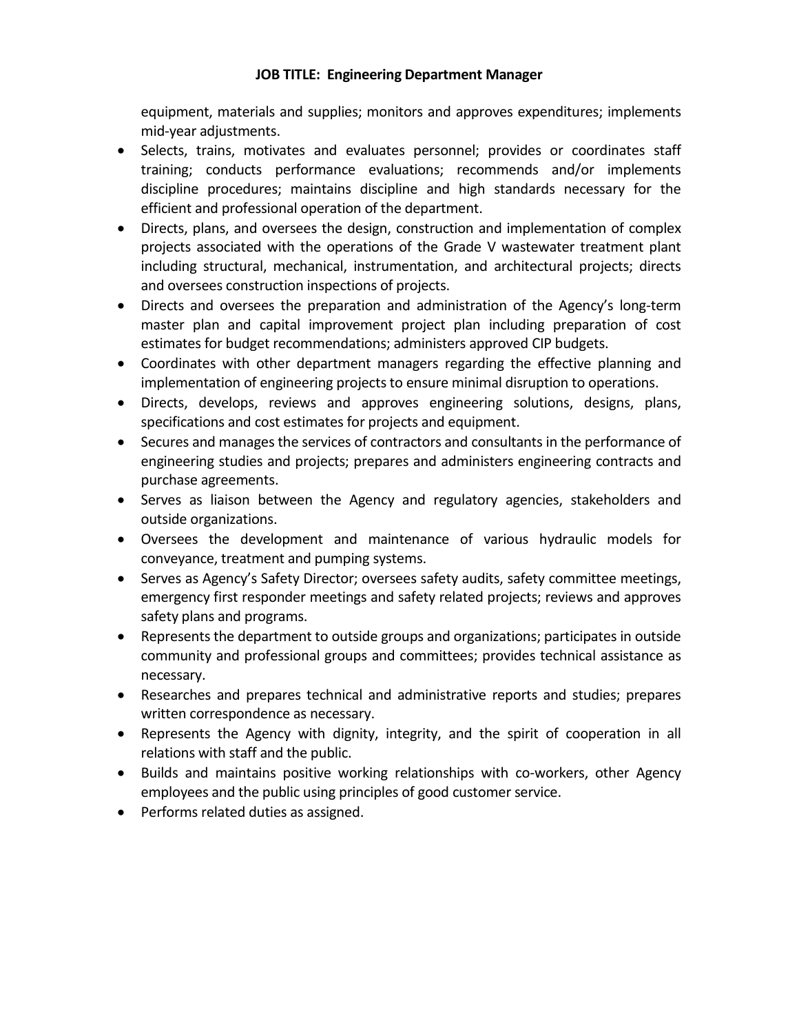**JOB TITLE: Engineering Department Manager**

equipment, materials and supplies; monitors and approves expenditures; implements mid-year adjustments.

- Selects, trains, motivates and evaluates personnel; provides or coordinates staff training; conducts performance evaluations; recommends and/or implements discipline procedures; maintains discipline and high standards necessary for the efficient and professional operation of the department.
- Directs, plans, and oversees the design, construction and implementation of complex projects associated with the operations of the Grade V wastewater treatment plant including structural, mechanical, instrumentation, and architectural projects; directs and oversees construction inspections of projects.
- Directs and oversees the preparation and administration of the Agency's long-term master plan and capital improvement project plan including preparation of cost estimates for budget recommendations; administers approved CIP budgets.
- Coordinates with other department managers regarding the effective planning and implementation of engineering projects to ensure minimal disruption to operations.
- Directs, develops, reviews and approves engineering solutions, designs, plans, specifications and cost estimates for projects and equipment.
- Secures and manages the services of contractors and consultants in the performance of engineering studies and projects; prepares and administers engineering contracts and purchase agreements.
- Serves as liaison between the Agency and regulatory agencies, stakeholders and outside organizations.
- Oversees the development and maintenance of various hydraulic models for conveyance, treatment and pumping systems.
- Serves as Agency's Safety Director; oversees safety audits, safety committee meetings, emergency first responder meetings and safety related projects; reviews and approves safety plans and programs.
- Represents the department to outside groups and organizations; participates in outside community and professional groups and committees; provides technical assistance as necessary.
- Researches and prepares technical and administrative reports and studies; prepares written correspondence as necessary.
- Represents the Agency with dignity, integrity, and the spirit of cooperation in all relations with staff and the public.
- Builds and maintains positive working relationships with co-workers, other Agency employees and the public using principles of good customer service.
- Performs related duties as assigned.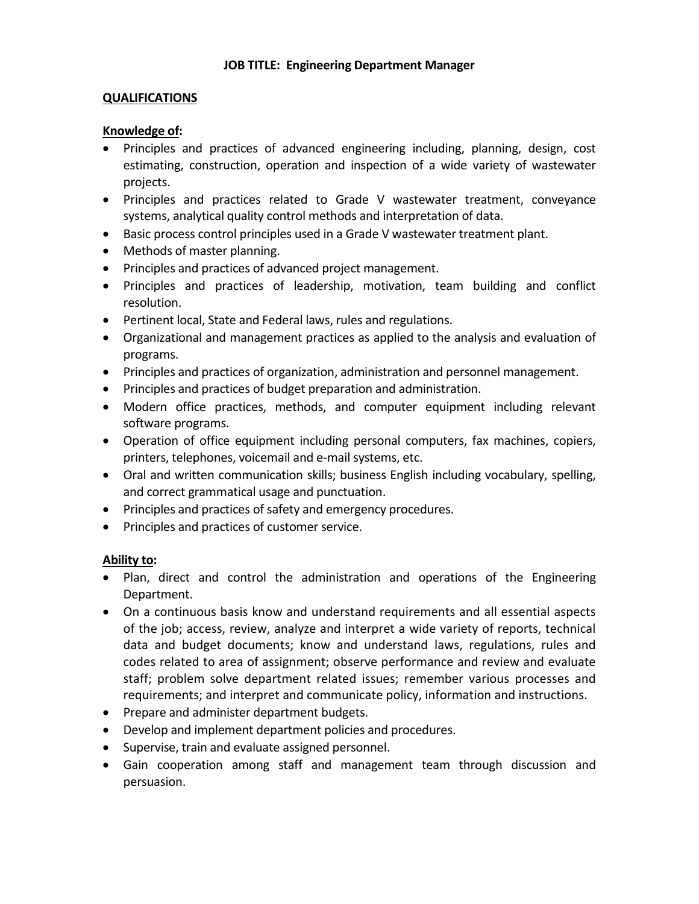**JOB TITLE: Engineering Department Manager**

## QUALIFICATIONS

### Knowledge of:

- Principles and practices of advanced engineering including, planning, design, cost estimating, construction, operation and inspection of a wide variety of wastewater projects.
- Principles and practices related to Grade V wastewater treatment, conveyance systems, analytical quality control methods and interpretation of data.
- Basic process control principles used in a Grade V wastewater treatment plant.
- Methods of master planning.
- Principles and practices of advanced project management.
- Principles and practices of leadership, motivation, team building and conflict resolution.
- Pertinent local, State and Federal laws, rules and regulations.
- Organizational and management practices as applied to the analysis and evaluation of programs.
- Principles and practices of organization, administration and personnel management.
- Principles and practices of budget preparation and administration.
- Modern office practices, methods, and computer equipment including relevant software programs.
- Operation of office equipment including personal computers, fax machines, copiers, printers, telephones, voicemail and e-mail systems, etc.
- Oral and written communication skills; business English including vocabulary, spelling, and correct grammatical usage and punctuation.
- Principles and practices of safety and emergency procedures.
- Principles and practices of customer service.

### Ability to:

- Plan, direct and control the administration and operations of the Engineering Department.
- On a continuous basis know and understand requirements and all essential aspects of the job; access, review, analyze and interpret a wide variety of reports, technical data and budget documents; know and understand laws, regulations, rules and codes related to area of assignment; observe performance and review and evaluate staff; problem solve department related issues; remember various processes and requirements; and interpret and communicate policy, information and instructions.
- Prepare and administer department budgets.
- Develop and implement department policies and procedures.
- Supervise, train and evaluate assigned personnel.
- Gain cooperation among staff and management team through discussion and persuasion.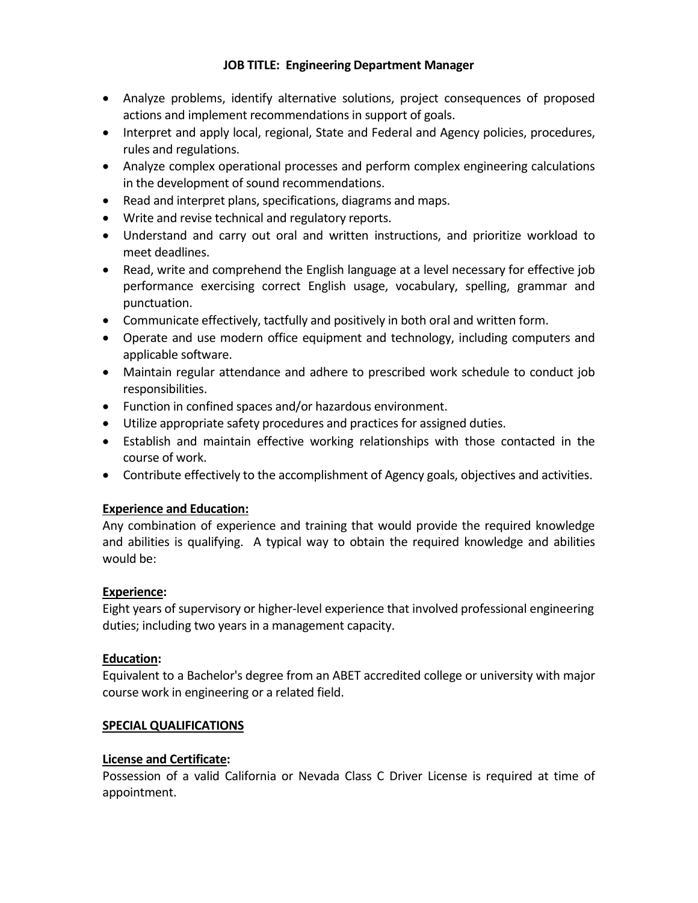**JOB TITLE: Engineering Department Manager**

- Analyze problems, identify alternative solutions, project consequences of proposed actions and implement recommendations in support of goals.
- Interpret and apply local, regional, State and Federal and Agency policies, procedures, rules and regulations.
- Analyze complex operational processes and perform complex engineering calculations in the development of sound recommendations.
- Read and interpret plans, specifications, diagrams and maps.
- Write and revise technical and regulatory reports.
- Understand and carry out oral and written instructions, and prioritize workload to meet deadlines.
- Read, write and comprehend the English language at a level necessary for effective job performance exercising correct English usage, vocabulary, spelling, grammar and punctuation.
- Communicate effectively, tactfully and positively in both oral and written form.
- Operate and use modern office equipment and technology, including computers and applicable software.
- Maintain regular attendance and adhere to prescribed work schedule to conduct job responsibilities.
- Function in confined spaces and/or hazardous environment.
- Utilize appropriate safety procedures and practices for assigned duties.
- Establish and maintain effective working relationships with those contacted in the course of work.
- Contribute effectively to the accomplishment of Agency goals, objectives and activities.

**Experience and Education:**

Any combination of experience and training that would provide the required knowledge and abilities is qualifying. A typical way to obtain the required knowledge and abilities would be:

**Experience:**

Eight years of supervisory or higher-level experience that involved professional engineering duties; including two years in a management capacity.

**Education:**

Equivalent to a Bachelor's degree from an ABET accredited college or university with major course work in engineering or a related field.

**SPECIAL QUALIFICATIONS**

**License and Certificate:**

Possession of a valid California or Nevada Class C Driver License is required at time of appointment.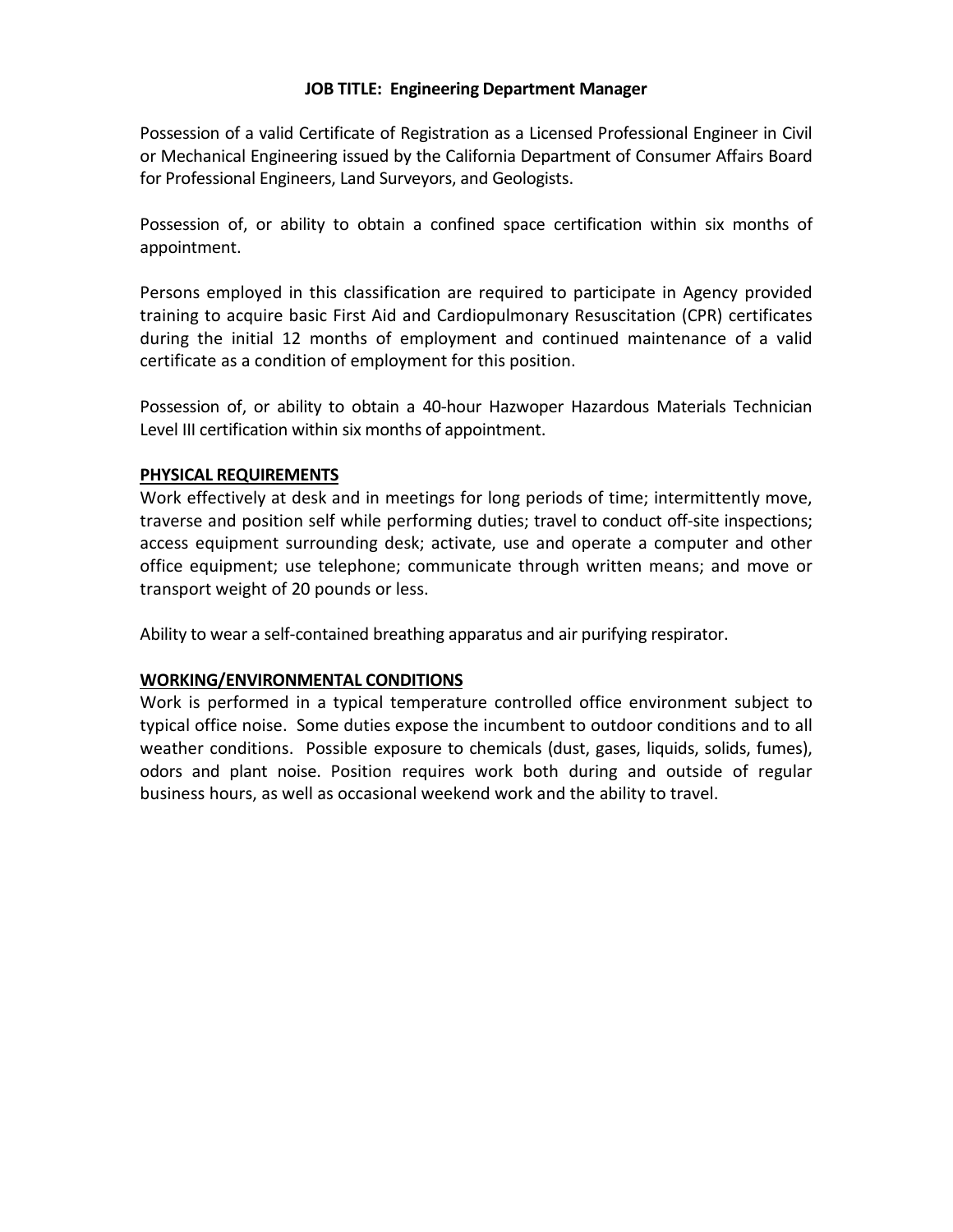**JOB TITLE: Engineering Department Manager**

Possession of a valid Certificate of Registration as a Licensed Professional Engineer in Civil or Mechanical Engineering issued by the California Department of Consumer Affairs Board for Professional Engineers, Land Surveyors, and Geologists.

Possession of, or ability to obtain a confined space certification within six months of appointment.

Persons employed in this classification are required to participate in Agency provided training to acquire basic First Aid and Cardiopulmonary Resuscitation (CPR) certificates during the initial 12 months of employment and continued maintenance of a valid certificate as a condition of employment for this position.

Possession of, or ability to obtain a 40-hour Hazwoper Hazardous Materials Technician Level III certification within six months of appointment.

**PHYSICAL REQUIREMENTS**

Work effectively at desk and in meetings for long periods of time; intermittently move, traverse and position self while performing duties; travel to conduct off-site inspections; access equipment surrounding desk; activate, use and operate a computer and other office equipment; use telephone; communicate through written means; and move or transport weight of 20 pounds or less.

Ability to wear a self-contained breathing apparatus and air purifying respirator.

**WORKING/ENVIRONMENTAL CONDITIONS**

Work is performed in a typical temperature controlled office environment subject to typical office noise. Some duties expose the incumbent to outdoor conditions and to all weather conditions. Possible exposure to chemicals (dust, gases, liquids, solids, fumes), odors and plant noise. Position requires work both during and outside of regular business hours, as well as occasional weekend work and the ability to travel.